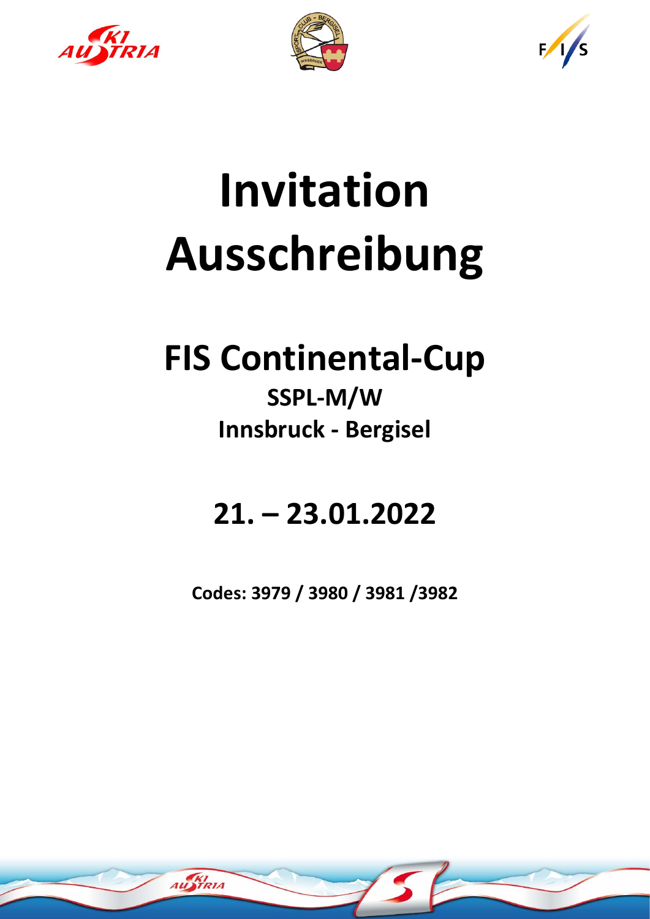# Invitation
# Ausschreibung

## FIS Continental-Cup

### SSPL-M/W

### Innsbruck - Bergisel

## 21. – 23.01.2022

**Codes: 3979 / 3980 / 3981 /3982**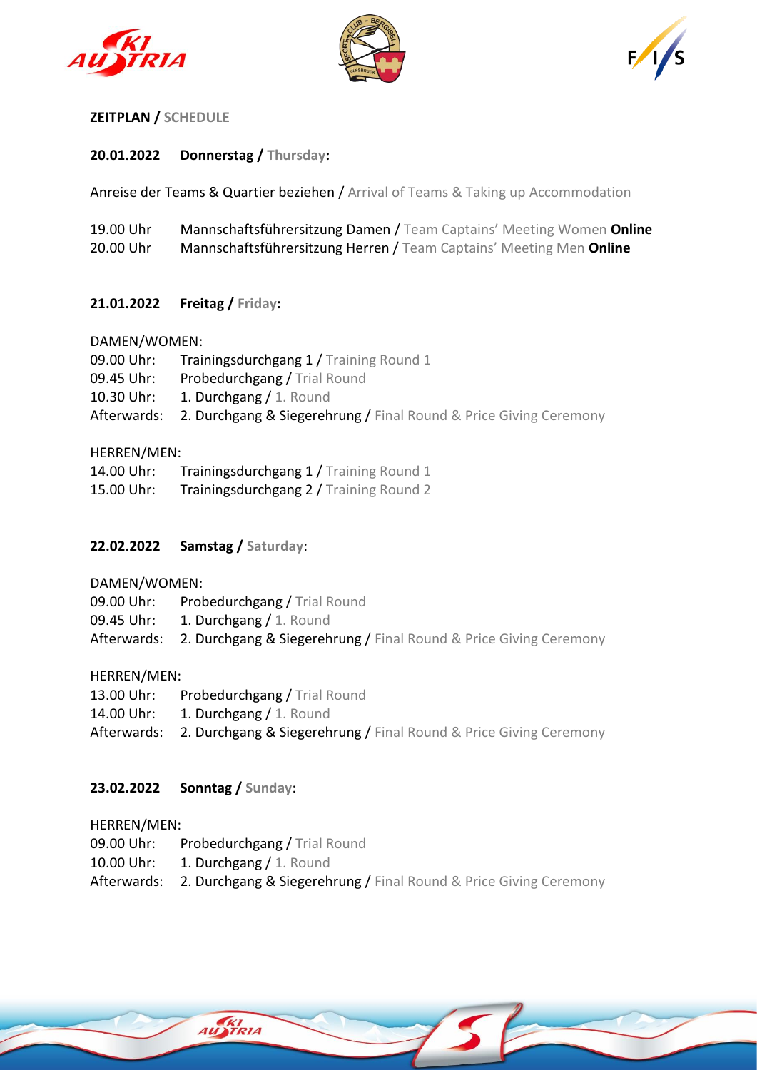**ZEITPLAN / SCHEDULE**

**20.01.2022 Donnerstag / Thursday:**

Anreise der Teams & Quartier beziehen / Arrival of Teams & Taking up Accommodation

19.00 Uhr Mannschaftsführersitzung Damen / Team Captains' Meeting Women **Online**
20.00 Uhr Mannschaftsführersitzung Herren / Team Captains' Meeting Men **Online**

**21.01.2022 Freitag / Friday:**

DAMEN/WOMEN:
09.00 Uhr: Trainingsdurchgang 1 / Training Round 1
09.45 Uhr: Probedurchgang / Trial Round
10.30 Uhr: 1. Durchgang / 1. Round
Afterwards: 2. Durchgang & Siegerehrung / Final Round & Price Giving Ceremony

HERREN/MEN:
14.00 Uhr: Trainingsdurchgang 1 / Training Round 1
15.00 Uhr: Trainingsdurchgang 2 / Training Round 2

**22.02.2022 Samstag / Saturday:**

DAMEN/WOMEN:
09.00 Uhr: Probedurchgang / Trial Round
09.45 Uhr: 1. Durchgang / 1. Round
Afterwards: 2. Durchgang & Siegerehrung / Final Round & Price Giving Ceremony

HERREN/MEN:
13.00 Uhr: Probedurchgang / Trial Round
14.00 Uhr: 1. Durchgang / 1. Round
Afterwards: 2. Durchgang & Siegerehrung / Final Round & Price Giving Ceremony

**23.02.2022 Sonntag / Sunday:**

HERREN/MEN:
09.00 Uhr: Probedurchgang / Trial Round
10.00 Uhr: 1. Durchgang / 1. Round
Afterwards: 2. Durchgang & Siegerehrung / Final Round & Price Giving Ceremony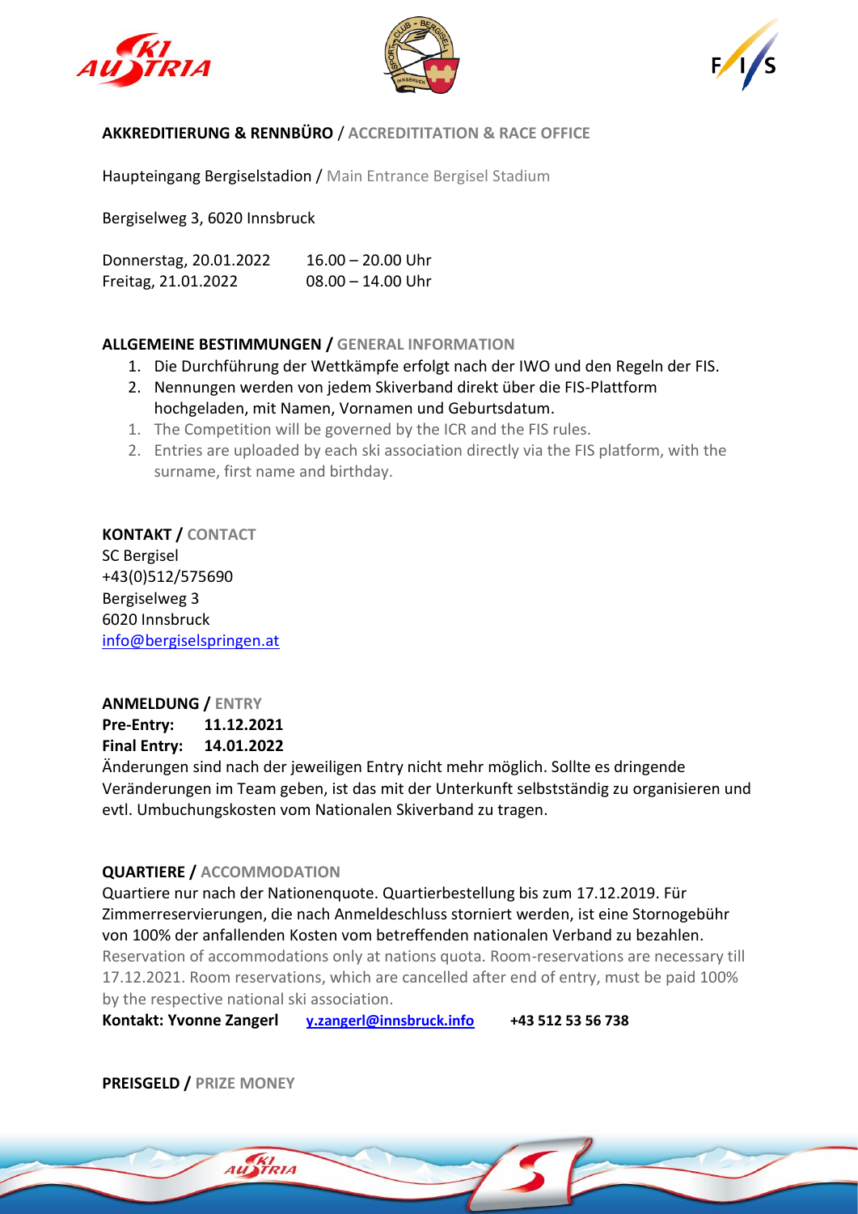## AKKREDITIERUNG & RENNBÜRO / ACCREDITITATION & RACE OFFICE

Haupteingang Bergiselstadion / Main Entrance Bergisel Stadium

Bergiselweg 3, 6020 Innsbruck

| | |
|---|---|
| Donnerstag, 20.01.2022 | 16.00 – 20.00 Uhr |
| Freitag, 21.01.2022 | 08.00 – 14.00 Uhr |

## ALLGEMEINE BESTIMMUNGEN / GENERAL INFORMATION

1. Die Durchführung der Wettkämpfe erfolgt nach der IWO und den Regeln der FIS.
2. Nennungen werden von jedem Skiverband direkt über die FIS-Plattform hochgeladen, mit Namen, Vornamen und Geburtsdatum.

1. The Competition will be governed by the ICR and the FIS rules.
2. Entries are uploaded by each ski association directly via the FIS platform, with the surname, first name and birthday.

## KONTAKT / CONTACT

SC Bergisel
+43(0)512/575690
Bergiselweg 3
6020 Innsbruck
info@bergiselspringen.at

## ANMELDUNG / ENTRY

**Pre-Entry: 11.12.2021**
**Final Entry: 14.01.2022**

Änderungen sind nach der jeweiligen Entry nicht mehr möglich. Sollte es dringende Veränderungen im Team geben, ist das mit der Unterkunft selbstständig zu organisieren und evtl. Umbuchungskosten vom Nationalen Skiverband zu tragen.

## QUARTIERE / ACCOMMODATION

Quartiere nur nach der Nationenquote. Quartierbestellung bis zum 17.12.2019. Für Zimmerreservierungen, die nach Anmeldeschluss storniert werden, ist eine Stornogebühr von 100% der anfallenden Kosten vom betreffenden nationalen Verband zu bezahlen.
Reservation of accommodations only at nations quota. Room-reservations are necessary till 17.12.2021. Room reservations, which are cancelled after end of entry, must be paid 100% by the respective national ski association.

**Kontakt: Yvonne Zangerl** y.zangerl@innsbruck.info **+43 512 53 56 738**

## PREISGELD / PRIZE MONEY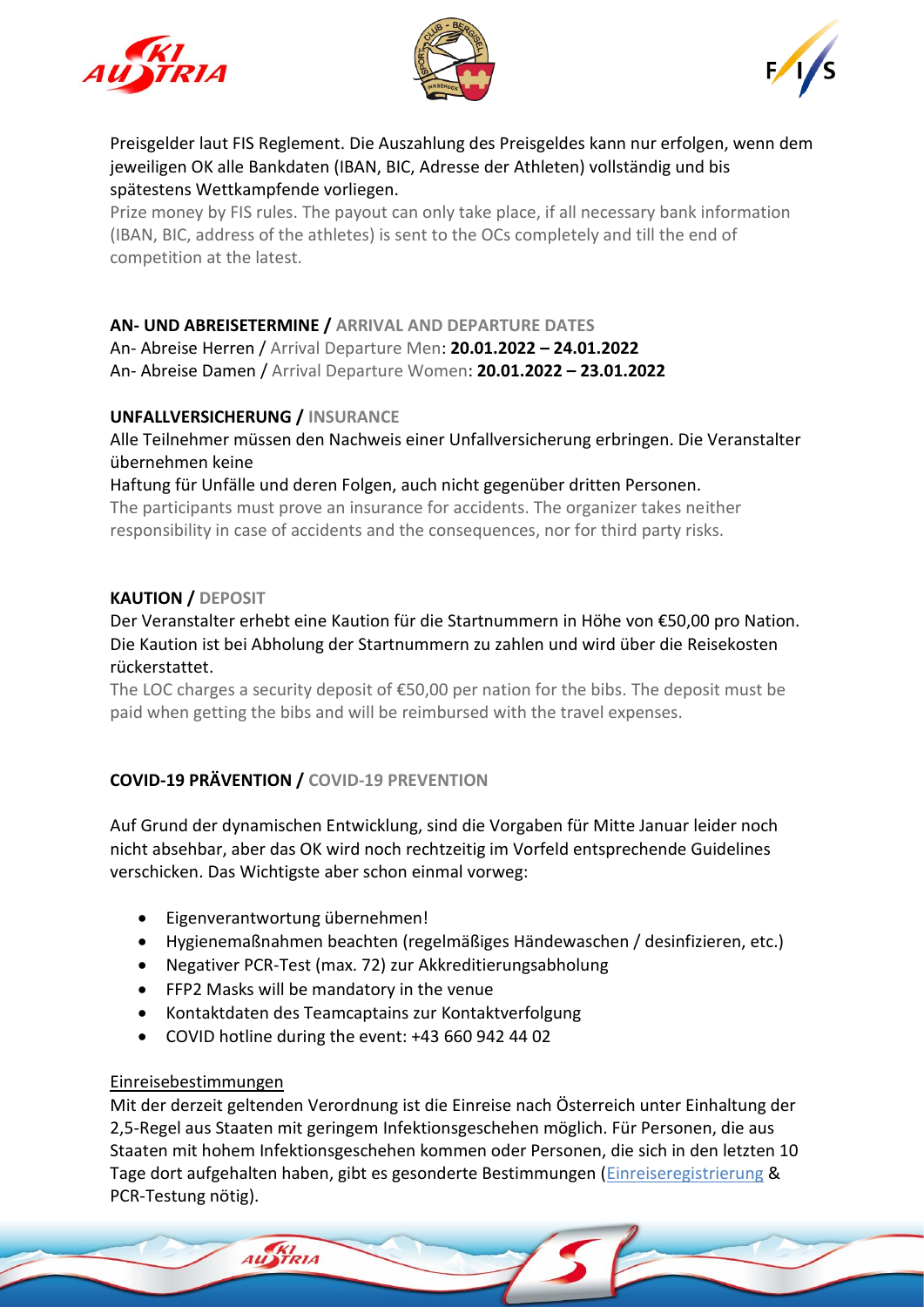Preisgelder laut FIS Reglement. Die Auszahlung des Preisgeldes kann nur erfolgen, wenn dem jeweiligen OK alle Bankdaten (IBAN, BIC, Adresse der Athleten) vollständig und bis spätestens Wettkampfende vorliegen.

Prize money by FIS rules. The payout can only take place, if all necessary bank information (IBAN, BIC, address of the athletes) is sent to the OCs completely and till the end of competition at the latest.

**AN- UND ABREISETERMINE / ARRIVAL AND DEPARTURE DATES**

An- Abreise Herren / Arrival Departure Men: **20.01.2022 – 24.01.2022**
An- Abreise Damen / Arrival Departure Women: **20.01.2022 – 23.01.2022**

**UNFALLVERSICHERUNG / INSURANCE**

Alle Teilnehmer müssen den Nachweis einer Unfallversicherung erbringen. Die Veranstalter übernehmen keine
Haftung für Unfälle und deren Folgen, auch nicht gegenüber dritten Personen.

The participants must prove an insurance for accidents. The organizer takes neither responsibility in case of accidents and the consequences, nor for third party risks.

**KAUTION / DEPOSIT**

Der Veranstalter erhebt eine Kaution für die Startnummern in Höhe von €50,00 pro Nation. Die Kaution ist bei Abholung der Startnummern zu zahlen und wird über die Reisekosten rückerstattet.

The LOC charges a security deposit of €50,00 per nation for the bibs. The deposit must be paid when getting the bibs and will be reimbursed with the travel expenses.

**COVID-19 PRÄVENTION / COVID-19 PREVENTION**

Auf Grund der dynamischen Entwicklung, sind die Vorgaben für Mitte Januar leider noch nicht absehbar, aber das OK wird noch rechtzeitig im Vorfeld entsprechende Guidelines verschicken. Das Wichtigste aber schon einmal vorweg:

- Eigenverantwortung übernehmen!
- Hygienemaßnahmen beachten (regelmäßiges Händewaschen / desinfizieren, etc.)
- Negativer PCR-Test (max. 72) zur Akkreditierungsabholung
- FFP2 Masks will be mandatory in the venue
- Kontaktdaten des Teamcaptains zur Kontaktverfolgung
- COVID hotline during the event: +43 660 942 44 02

Einreisebestimmungen

Mit der derzeit geltenden Verordnung ist die Einreise nach Österreich unter Einhaltung der 2,5-Regel aus Staaten mit geringem Infektionsgeschehen möglich. Für Personen, die aus Staaten mit hohem Infektionsgeschehen kommen oder Personen, die sich in den letzten 10 Tage dort aufgehalten haben, gibt es gesonderte Bestimmungen (Einreiseregistrierung & PCR-Testung nötig).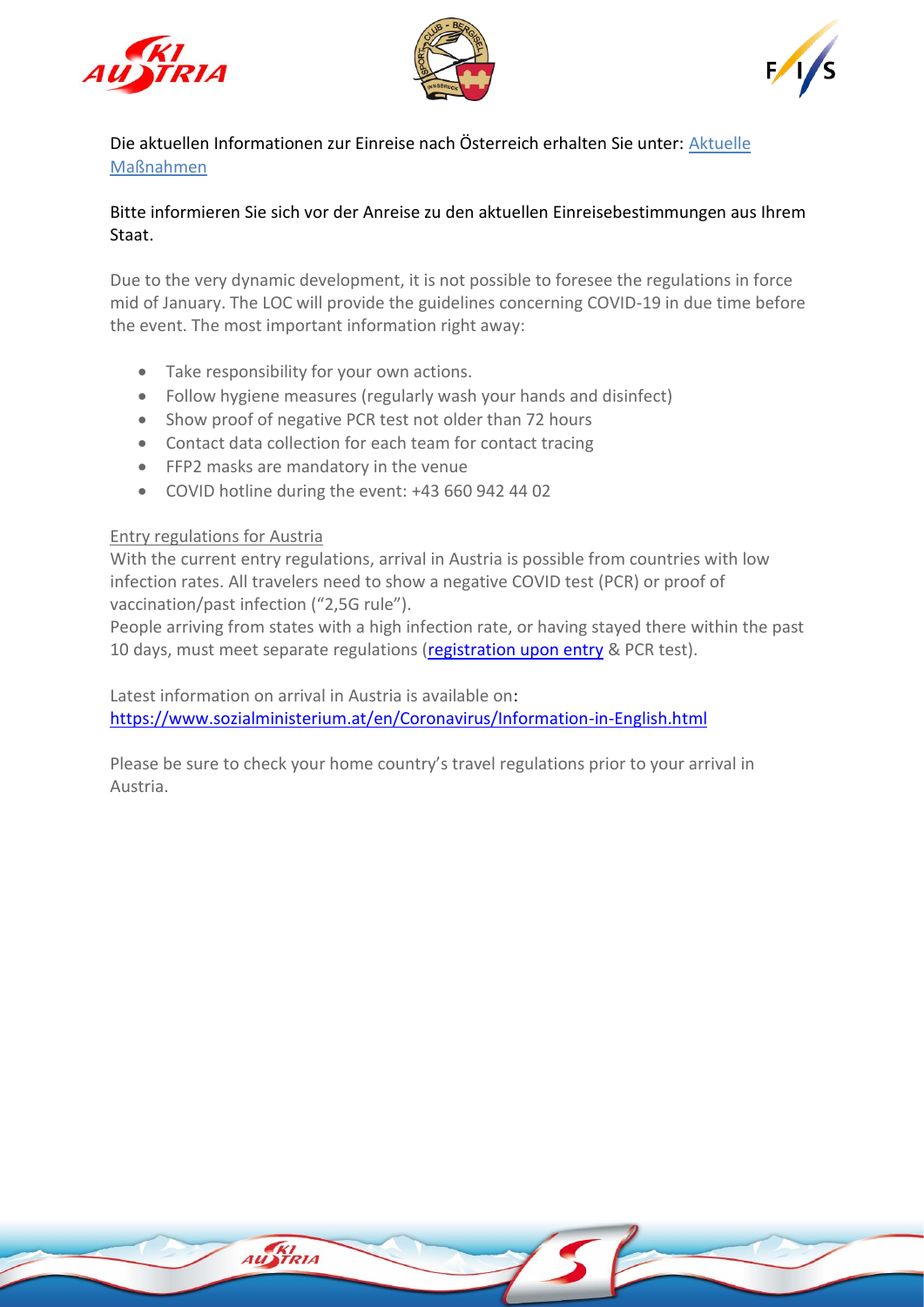Die aktuellen Informationen zur Einreise nach Österreich erhalten Sie unter: [Aktuelle Maßnahmen]()

Bitte informieren Sie sich vor der Anreise zu den aktuellen Einreisebestimmungen aus Ihrem Staat.

Due to the very dynamic development, it is not possible to foresee the regulations in force mid of January. The LOC will provide the guidelines concerning COVID-19 in due time before the event. The most important information right away:

- Take responsibility for your own actions.
- Follow hygiene measures (regularly wash your hands and disinfect)
- Show proof of negative PCR test not older than 72 hours
- Contact data collection for each team for contact tracing
- FFP2 masks are mandatory in the venue
- COVID hotline during the event: +43 660 942 44 02

Entry regulations for Austria

With the current entry regulations, arrival in Austria is possible from countries with low infection rates. All travelers need to show a negative COVID test (PCR) or proof of vaccination/past infection ("2,5G rule").

People arriving from states with a high infection rate, or having stayed there within the past 10 days, must meet separate regulations (registration upon entry & PCR test).

Latest information on arrival in Austria is available on:
https://www.sozialministerium.at/en/Coronavirus/Information-in-English.html

Please be sure to check your home country's travel regulations prior to your arrival in Austria.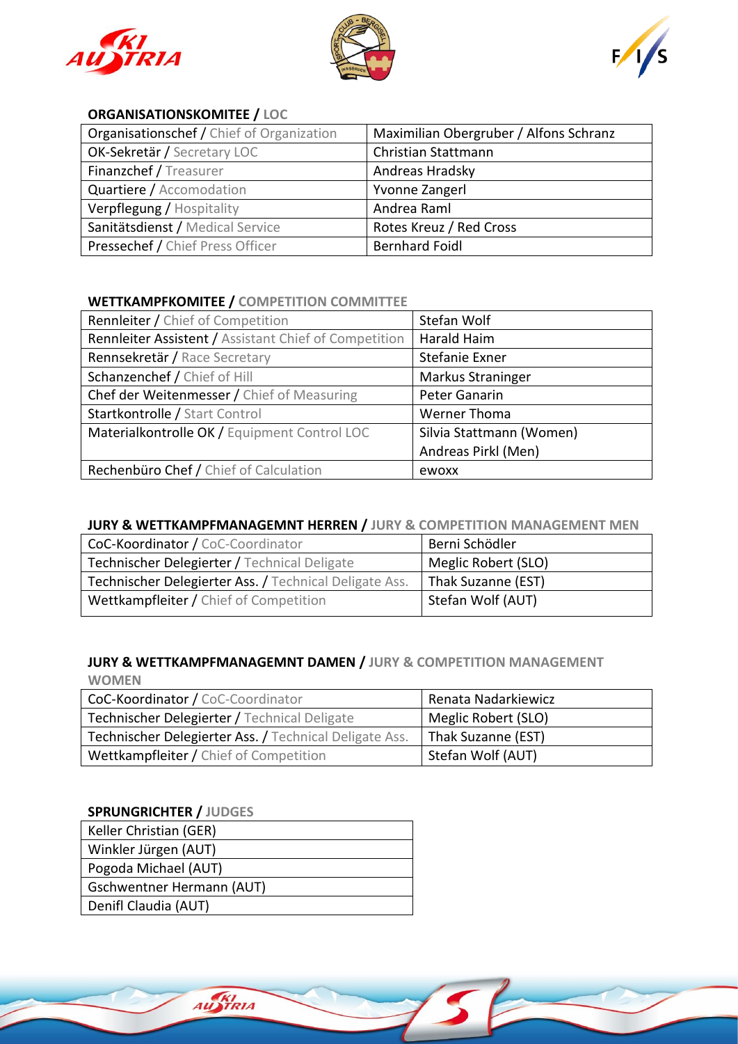## ORGANISATIONSKOMITEE / LOC

| Organisationschef / Chief of Organization | Maximilian Obergruber / Alfons Schranz |
|---|---|
| OK-Sekretär / Secretary LOC | Christian Stattmann |
| Finanzchef / Treasurer | Andreas Hradsky |
| Quartiere / Accomodation | Yvonne Zangerl |
| Verpflegung / Hospitality | Andrea Raml |
| Sanitätsdienst / Medical Service | Rotes Kreuz / Red Cross |
| Pressechef / Chief Press Officer | Bernhard Foidl |

## WETTKAMPFKOMITEE / COMPETITION COMMITTEE

| Rennleiter / Chief of Competition | Stefan Wolf |
|---|---|
| Rennleiter Assistent / Assistant Chief of Competition | Harald Haim |
| Rennsekretär / Race Secretary | Stefanie Exner |
| Schanzenchef / Chief of Hill | Markus Straninger |
| Chef der Weitenmesser / Chief of Measuring | Peter Ganarin |
| Startkontrolle / Start Control | Werner Thoma |
| Materialkontrolle OK / Equipment Control LOC | Silvia Stattmann (Women)<br>Andreas Pirkl (Men) |
| Rechenbüro Chef / Chief of Calculation | ewoxx |

## JURY & WETTKAMPFMANAGEMNT HERREN / JURY & COMPETITION MANAGEMENT MEN

| CoC-Koordinator / CoC-Coordinator | Berni Schödler |
|---|---|
| Technischer Delegierter / Technical Deligate | Meglic Robert (SLO) |
| Technischer Delegierter Ass. / Technical Deligate Ass. | Thak Suzanne (EST) |
| Wettkampfleiter / Chief of Competition | Stefan Wolf (AUT) |

## JURY & WETTKAMPFMANAGEMNT DAMEN / JURY & COMPETITION MANAGEMENT WOMEN

| CoC-Koordinator / CoC-Coordinator | Renata Nadarkiewicz |
|---|---|
| Technischer Delegierter / Technical Deligate | Meglic Robert (SLO) |
| Technischer Delegierter Ass. / Technical Deligate Ass. | Thak Suzanne (EST) |
| Wettkampfleiter / Chief of Competition | Stefan Wolf (AUT) |

## SPRUNGRICHTER / JUDGES

| Keller Christian (GER) |
|---|
| Winkler Jürgen (AUT) |
| Pogoda Michael (AUT) |
| Gschwentner Hermann (AUT) |
| Denifl Claudia (AUT) |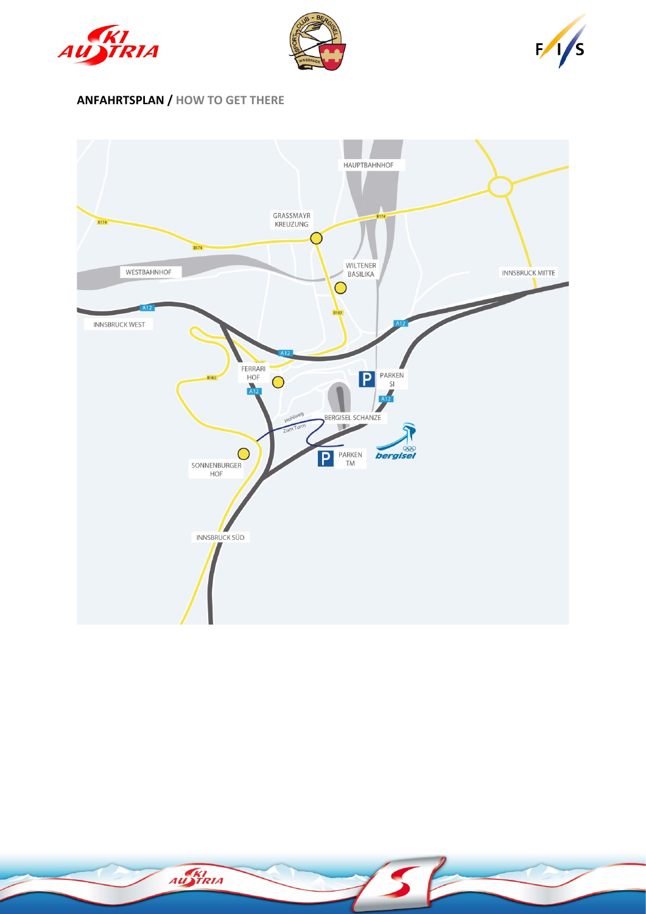## ANFAHRTSPLAN / HOW TO GET THERE

HAUPTBAHNHOF

GRASSMAYR KREUZUNG

B174

WILTENER BASILIKA

WESTBAHNHOF

INNSBRUCK MITTE

A12

INNSBRUCK WEST

B182

FERRARI HOF

PARKEN SI

Hohlweg

Zum Turm

BERGISEL SCHANZE

PARKEN TM

bergisel

SONNENBURGER HOF

INNSBRUCK SÜD